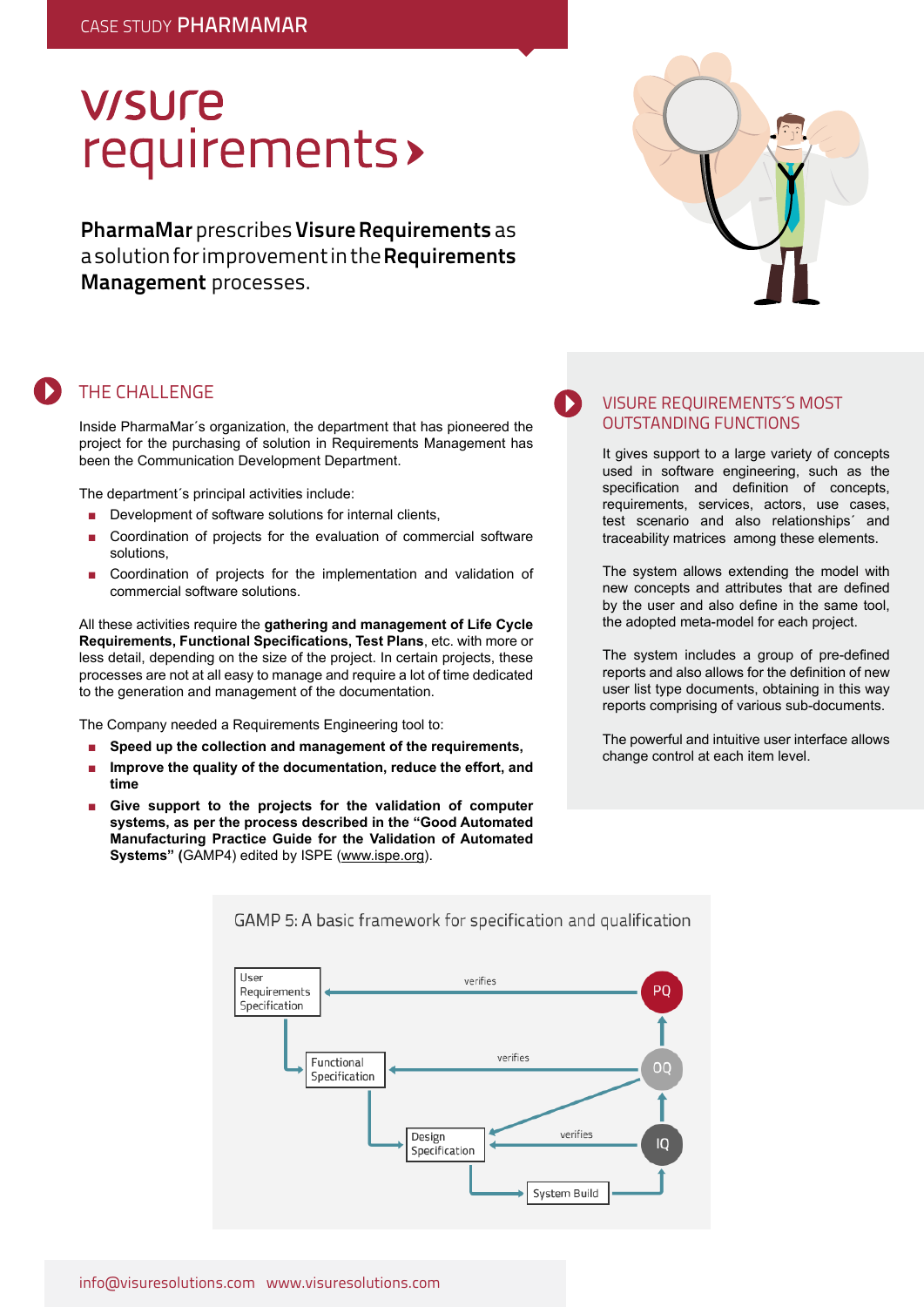CASE STUDY **PHARMAMAR**

# visure requirements

**PharmaMar** prescribes **Visure Requirements** as a solution for improvement in the **Requirements Management** processes.

## THE CHALLENGE

Inside PharmaMar´s organization, the department that has pioneered the project for the purchasing of solution in Requirements Management has been the Communication Development Department.

The department´s principal activities include:

- Development of software solutions for internal clients,
- Coordination of projects for the evaluation of commercial software solutions,
- Coordination of projects for the implementation and validation of commercial software solutions.

All these activities require the **gathering and management of Life Cycle Requirements, Functional Specifications, Test Plans**, etc. with more or less detail, depending on the size of the project. In certain projects, these processes are not at all easy to manage and require a lot of time dedicated to the generation and management of the documentation.

The Company needed a Requirements Engineering tool to:

- **Speed up the collection and management of the requirements,**
- **Improve the quality of the documentation, reduce the effort, and time**
- **Give support to the projects for the validation of computer systems, as per the process described in the "Good Automated Manufacturing Practice Guide for the Validation of Automated Systems" (**GAMP4) edited by ISPE (www.ispe.org).

## VISURE REQUIREMENTS´S MOST OUTSTANDING FUNCTIONS

It gives support to a large variety of concepts used in software engineering, such as the specification and definition of concepts, requirements, services, actors, use cases, test scenario and also relationships´ and traceability matrices among these elements.

The system allows extending the model with new concepts and attributes that are defined by the user and also define in the same tool, the adopted meta-model for each project.

The system includes a group of pre-defined reports and also allows for the definition of new user list type documents, obtaining in this way reports comprising of various sub-documents.

The powerful and intuitive user interface allows change control at each item level.

GAMP 5: A basic framework for specification and qualification

- User Requirements Specification ← verifies — PQ
- Functional Specification ← verifies — OQ
- Design Specification ← verifies — IQ
- System Build → IQ → OQ → PQ

info@visuresolutions.com www.visuresolutions.com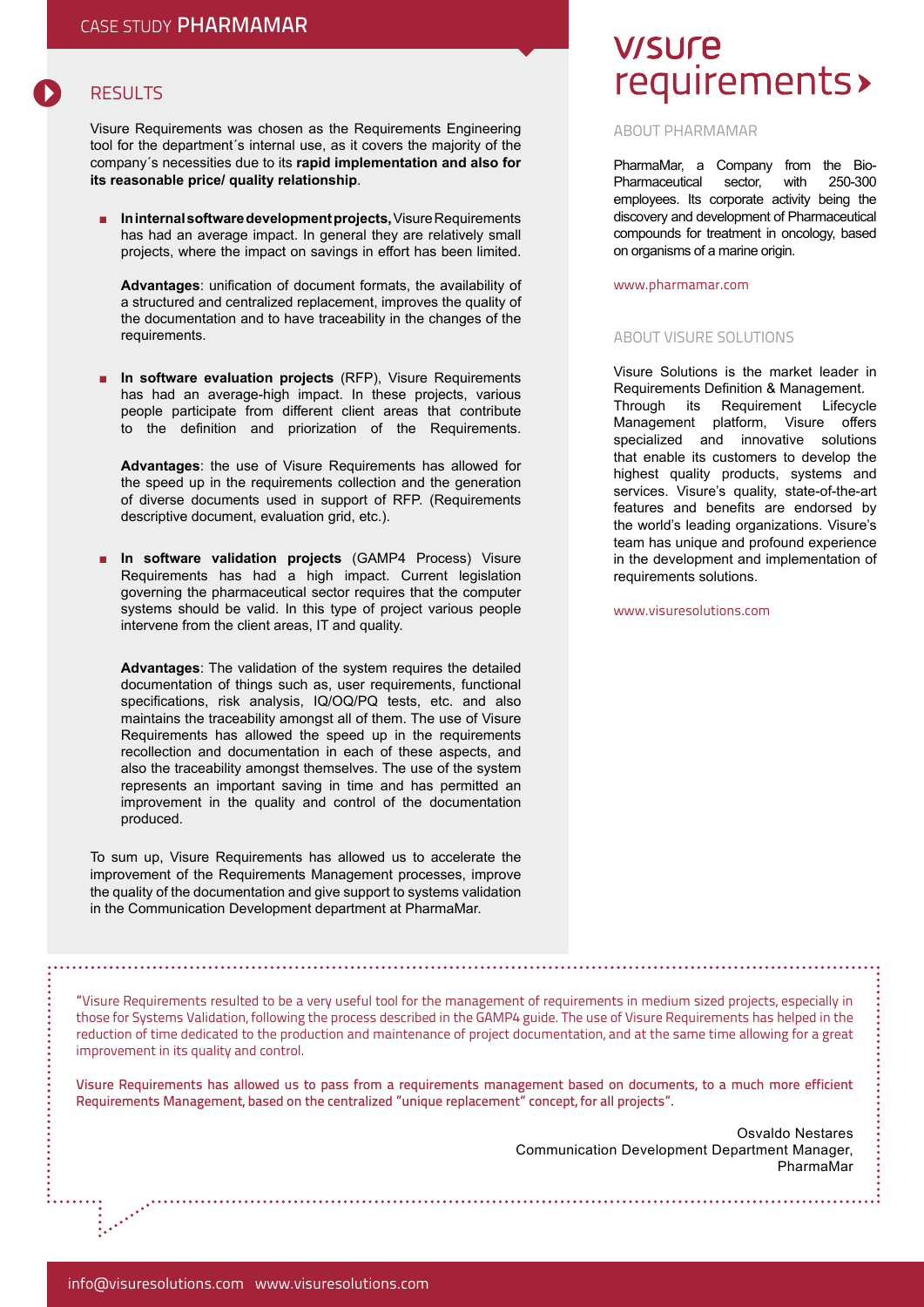## RESULTS

Visure Requirements was chosen as the Requirements Engineering tool for the department´s internal use, as it covers the majority of the company´s necessities due to its **rapid implementation and also for its reasonable price/ quality relationship**.

- **In internal software development projects,** Visure Requirements has had an average impact. In general they are relatively small projects, where the impact on savings in effort has been limited.

  **Advantages**: unification of document formats, the availability of a structured and centralized replacement, improves the quality of the documentation and to have traceability in the changes of the requirements.

- **In software evaluation projects** (RFP), Visure Requirements has had an average-high impact. In these projects, various people participate from different client areas that contribute to the definition and priorization of the Requirements.

  **Advantages**: the use of Visure Requirements has allowed for the speed up in the requirements collection and the generation of diverse documents used in support of RFP. (Requirements descriptive document, evaluation grid, etc.).

- **In software validation projects** (GAMP4 Process) Visure Requirements has had a high impact. Current legislation governing the pharmaceutical sector requires that the computer systems should be valid. In this type of project various people intervene from the client areas, IT and quality.

  **Advantages**: The validation of the system requires the detailed documentation of things such as, user requirements, functional specifications, risk analysis, IQ/OQ/PQ tests, etc. and also maintains the traceability amongst all of them. The use of Visure Requirements has allowed the speed up in the requirements recollection and documentation in each of these aspects, and also the traceability amongst themselves. The use of the system represents an important saving in time and has permitted an improvement in the quality and control of the documentation produced.

To sum up, Visure Requirements has allowed us to accelerate the improvement of the Requirements Management processes, improve the quality of the documentation and give support to systems validation in the Communication Development department at PharmaMar.

## ABOUT PHARMAMAR

PharmaMar, a Company from the Bio-Pharmaceutical sector, with 250-300 employees. Its corporate activity being the discovery and development of Pharmaceutical compounds for treatment in oncology, based on organisms of a marine origin.

www.pharmamar.com

## ABOUT VISURE SOLUTIONS

Visure Solutions is the market leader in Requirements Definition & Management. Through its Requirement Lifecycle Management platform, Visure offers specialized and innovative solutions that enable its customers to develop the highest quality products, systems and services. Visure's quality, state-of-the-art features and benefits are endorsed by the world's leading organizations. Visure's team has unique and profound experience in the development and implementation of requirements solutions.

www.visuresolutions.com

"Visure Requirements resulted to be a very useful tool for the management of requirements in medium sized projects, especially in those for Systems Validation, following the process described in the GAMP4 guide. The use of Visure Requirements has helped in the reduction of time dedicated to the production and maintenance of project documentation, and at the same time allowing for a great improvement in its quality and control.

Visure Requirements has allowed us to pass from a requirements management based on documents, to a much more efficient Requirements Management, based on the centralized "unique replacement" concept, for all projects".

Osvaldo Nestares
Communication Development Department Manager,
PharmaMar

info@visuresolutions.com www.visuresolutions.com